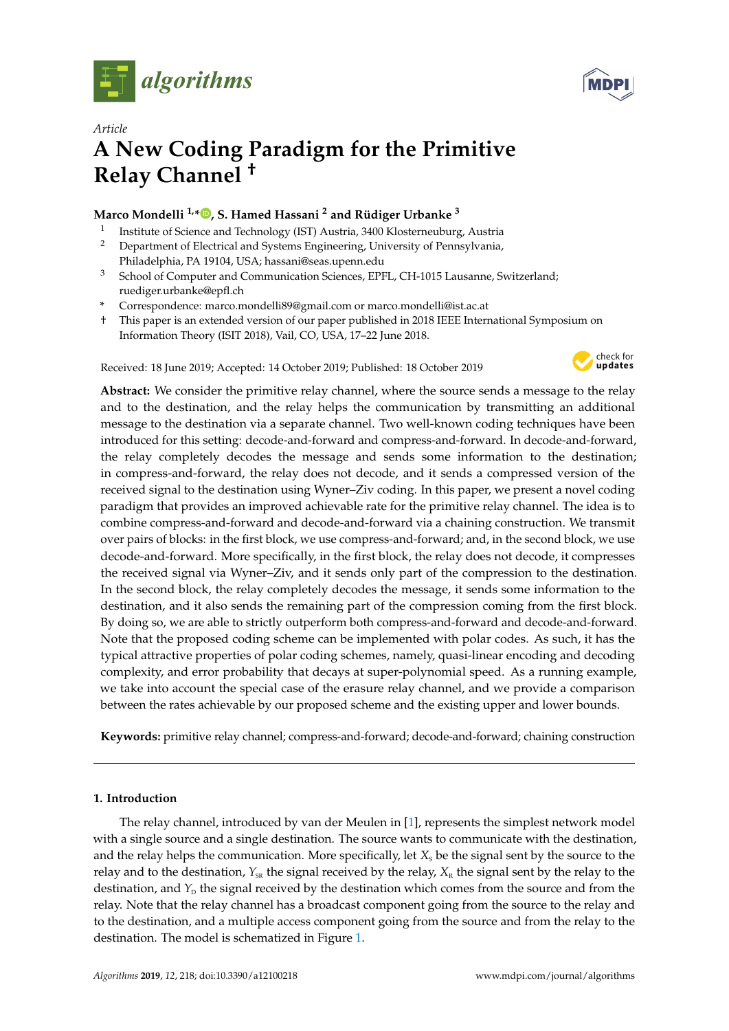Article

# A New Coding Paradigm for the Primitive Relay Channel [†]

**Marco Mondelli [1,*], S. Hamed Hassani [2] and Rüdiger Urbanke [3]**

1. Institute of Science and Technology (IST) Austria, 3400 Klosterneuburg, Austria
2. Department of Electrical and Systems Engineering, University of Pennsylvania, Philadelphia, PA 19104, USA; hassani@seas.upenn.edu
3. School of Computer and Communication Sciences, EPFL, CH-1015 Lausanne, Switzerland; ruediger.urbanke@epfl.ch

\* Correspondence: marco.mondelli89@gmail.com or marco.mondelli@ist.ac.at

† This paper is an extended version of our paper published in 2018 IEEE International Symposium on Information Theory (ISIT 2018), Vail, CO, USA, 17–22 June 2018.

Received: 18 June 2019; Accepted: 14 October 2019; Published: 18 October 2019

**Abstract:** We consider the primitive relay channel, where the source sends a message to the relay and to the destination, and the relay helps the communication by transmitting an additional message to the destination via a separate channel. Two well-known coding techniques have been introduced for this setting: decode-and-forward and compress-and-forward. In decode-and-forward, the relay completely decodes the message and sends some information to the destination; in compress-and-forward, the relay does not decode, and it sends a compressed version of the received signal to the destination using Wyner–Ziv coding. In this paper, we present a novel coding paradigm that provides an improved achievable rate for the primitive relay channel. The idea is to combine compress-and-forward and decode-and-forward via a chaining construction. We transmit over pairs of blocks: in the first block, we use compress-and-forward; and, in the second block, we use decode-and-forward. More specifically, in the first block, the relay does not decode, it compresses the received signal via Wyner–Ziv, and it sends only part of the compression to the destination. In the second block, the relay completely decodes the message, it sends some information to the destination, and it also sends the remaining part of the compression coming from the first block. By doing so, we are able to strictly outperform both compress-and-forward and decode-and-forward. Note that the proposed coding scheme can be implemented with polar codes. As such, it has the typical attractive properties of polar coding schemes, namely, quasi-linear encoding and decoding complexity, and error probability that decays at super-polynomial speed. As a running example, we take into account the special case of the erasure relay channel, and we provide a comparison between the rates achievable by our proposed scheme and the existing upper and lower bounds.

**Keywords:** primitive relay channel; compress-and-forward; decode-and-forward; chaining construction

## 1. Introduction

The relay channel, introduced by van der Meulen in [1], represents the simplest network model with a single source and a single destination. The source wants to communicate with the destination, and the relay helps the communication. More specifically, let $X_{\rm S}$ be the signal sent by the source to the relay and to the destination, $Y_{\rm SR}$ the signal received by the relay, $X_{\rm R}$ the signal sent by the relay to the destination, and $Y_{\rm D}$ the signal received by the destination which comes from the source and from the relay. Note that the relay channel has a broadcast component going from the source to the relay and to the destination, and a multiple access component going from the source and from the relay to the destination. The model is schematized in Figure 1.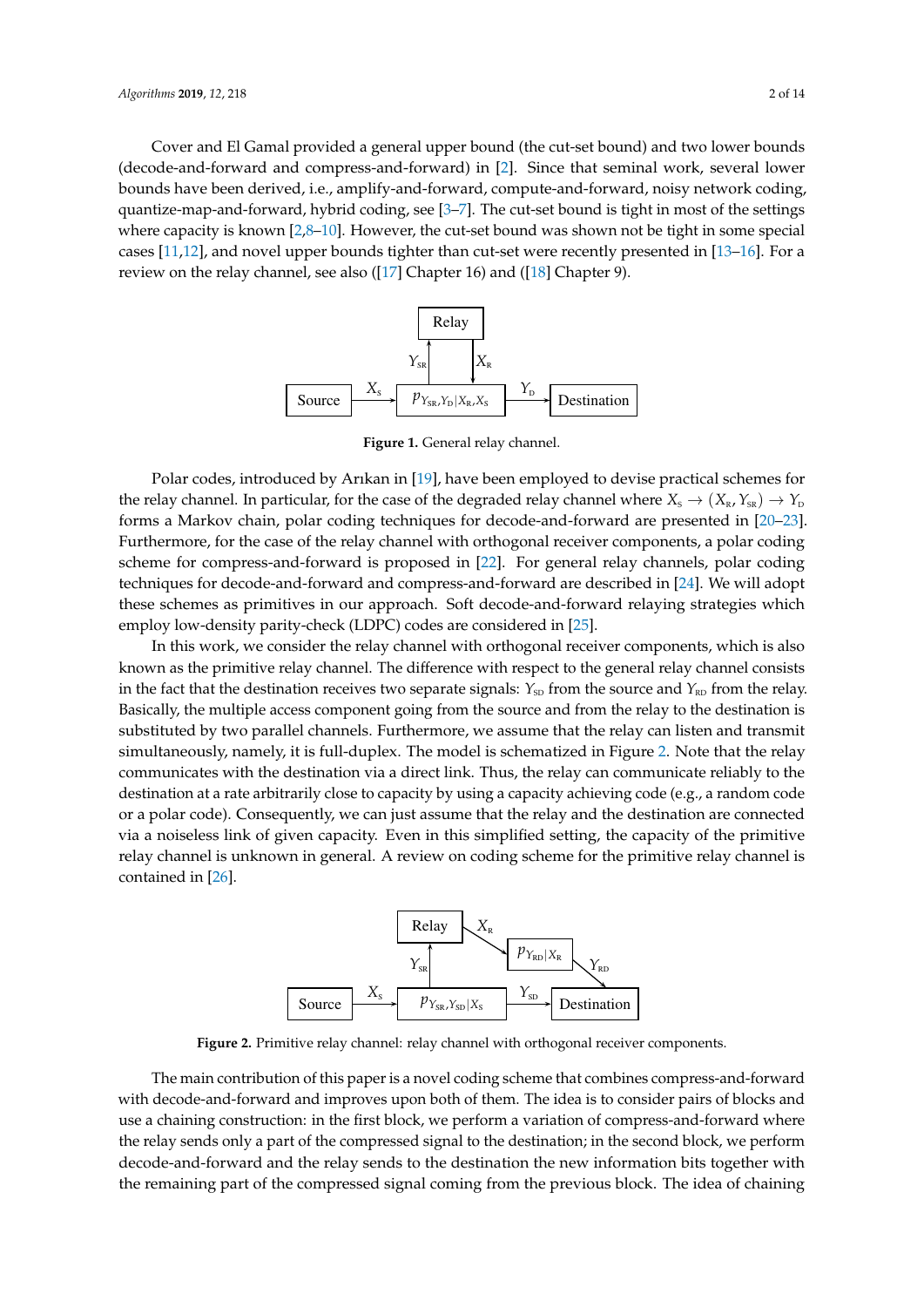Cover and El Gamal provided a general upper bound (the cut-set bound) and two lower bounds (decode-and-forward and compress-and-forward) in [2]. Since that seminal work, several lower bounds have been derived, i.e., amplify-and-forward, compute-and-forward, noisy network coding, quantize-map-and-forward, hybrid coding, see [3–7]. The cut-set bound is tight in most of the settings where capacity is known [2,8–10]. However, the cut-set bound was shown not be tight in some special cases [11,12], and novel upper bounds tighter than cut-set were recently presented in [13–16]. For a review on the relay channel, see also ([17] Chapter 16) and ([18] Chapter 9).

**Figure 1.** General relay channel.

Polar codes, introduced by Arıkan in [19], have been employed to devise practical schemes for the relay channel. In particular, for the case of the degraded relay channel where $X_S \rightarrow (X_R, Y_{SR}) \rightarrow Y_D$ forms a Markov chain, polar coding techniques for decode-and-forward are presented in [20–23]. Furthermore, for the case of the relay channel with orthogonal receiver components, a polar coding scheme for compress-and-forward is proposed in [22]. For general relay channels, polar coding techniques for decode-and-forward and compress-and-forward are described in [24]. We will adopt these schemes as primitives in our approach. Soft decode-and-forward relaying strategies which employ low-density parity-check (LDPC) codes are considered in [25].

In this work, we consider the relay channel with orthogonal receiver components, which is also known as the primitive relay channel. The difference with respect to the general relay channel consists in the fact that the destination receives two separate signals: $Y_{SD}$ from the source and $Y_{RD}$ from the relay. Basically, the multiple access component going from the source and from the relay to the destination is substituted by two parallel channels. Furthermore, we assume that the relay can listen and transmit simultaneously, namely, it is full-duplex. The model is schematized in Figure 2. Note that the relay communicates with the destination via a direct link. Thus, the relay can communicate reliably to the destination at a rate arbitrarily close to capacity by using a capacity achieving code (e.g., a random code or a polar code). Consequently, we can just assume that the relay and the destination are connected via a noiseless link of given capacity. Even in this simplified setting, the capacity of the primitive relay channel is unknown in general. A review on coding scheme for the primitive relay channel is contained in [26].

**Figure 2.** Primitive relay channel: relay channel with orthogonal receiver components.

The main contribution of this paper is a novel coding scheme that combines compress-and-forward with decode-and-forward and improves upon both of them. The idea is to consider pairs of blocks and use a chaining construction: in the first block, we perform a variation of compress-and-forward where the relay sends only a part of the compressed signal to the destination; in the second block, we perform decode-and-forward and the relay sends to the destination the new information bits together with the remaining part of the compressed signal coming from the previous block. The idea of chaining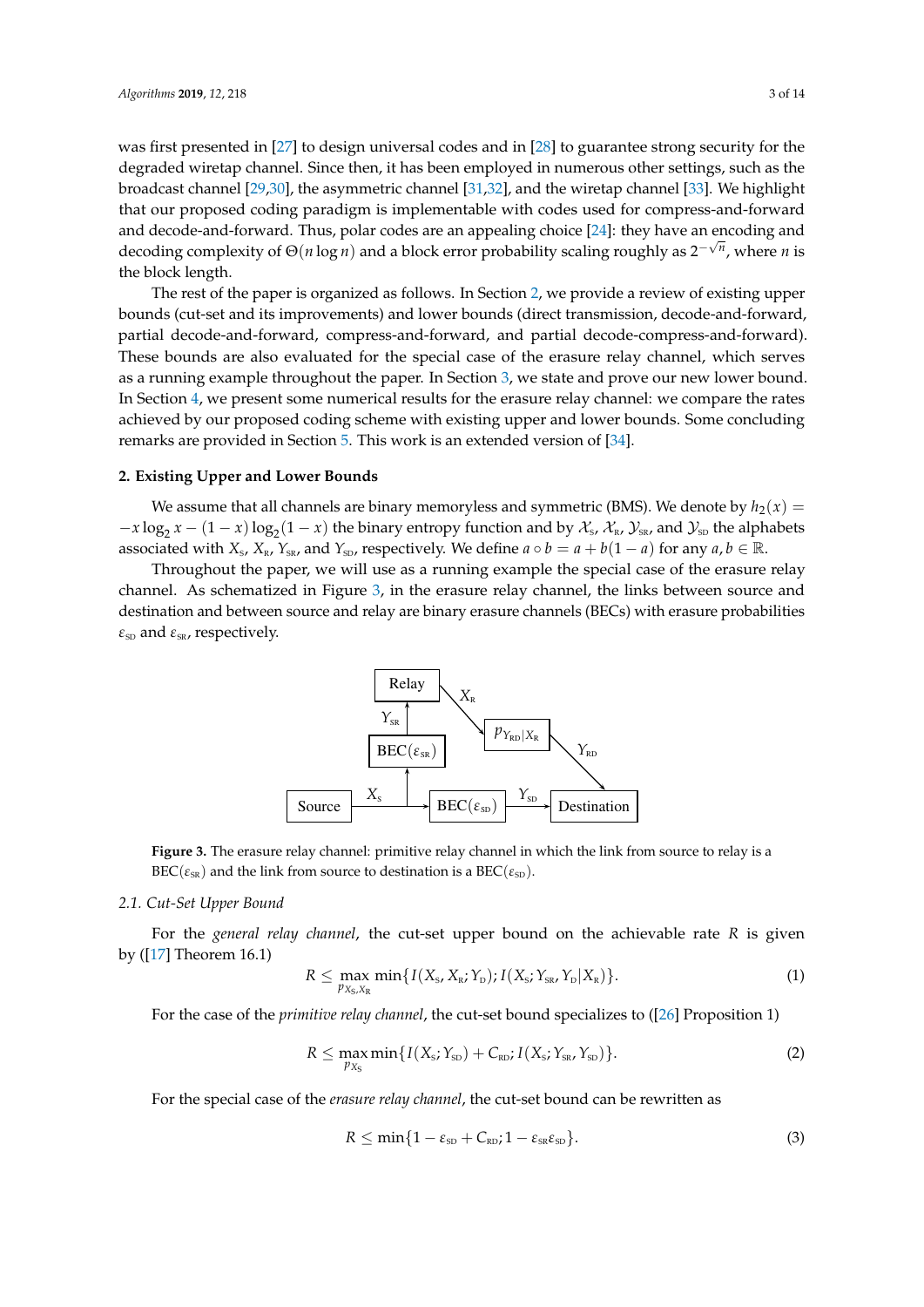was first presented in [27] to design universal codes and in [28] to guarantee strong security for the degraded wiretap channel. Since then, it has been employed in numerous other settings, such as the broadcast channel [29,30], the asymmetric channel [31,32], and the wiretap channel [33]. We highlight that our proposed coding paradigm is implementable with codes used for compress-and-forward and decode-and-forward. Thus, polar codes are an appealing choice [24]: they have an encoding and decoding complexity of $\Theta(n \log n)$ and a block error probability scaling roughly as $2^{-\sqrt{n}}$, where $n$ is the block length.

The rest of the paper is organized as follows. In Section 2, we provide a review of existing upper bounds (cut-set and its improvements) and lower bounds (direct transmission, decode-and-forward, partial decode-and-forward, compress-and-forward, and partial decode-compress-and-forward). These bounds are also evaluated for the special case of the erasure relay channel, which serves as a running example throughout the paper. In Section 3, we state and prove our new lower bound. In Section 4, we present some numerical results for the erasure relay channel: we compare the rates achieved by our proposed coding scheme with existing upper and lower bounds. Some concluding remarks are provided in Section 5. This work is an extended version of [34].

## 2. Existing Upper and Lower Bounds

We assume that all channels are binary memoryless and symmetric (BMS). We denote by $h_2(x) = -x\log_2 x - (1-x)\log_2(1-x)$ the binary entropy function and by $\mathcal{X}_{\text{S}}$, $\mathcal{X}_{\text{R}}$, $\mathcal{Y}_{\text{SR}}$, and $\mathcal{Y}_{\text{SD}}$ the alphabets associated with $X_{\text{S}}$, $X_{\text{R}}$, $Y_{\text{SR}}$, and $Y_{\text{SD}}$, respectively. We define $a \circ b = a + b(1-a)$ for any $a, b \in \mathbb{R}$.

Throughout the paper, we will use as a running example the special case of the erasure relay channel. As schematized in Figure 3, in the erasure relay channel, the links between source and destination and between source and relay are binary erasure channels (BECs) with erasure probabilities $\varepsilon_{\text{SD}}$ and $\varepsilon_{\text{SR}}$, respectively.

**Figure 3.** The erasure relay channel: primitive relay channel in which the link from source to relay is a $\text{BEC}(\varepsilon_{\text{SR}})$ and the link from source to destination is a $\text{BEC}(\varepsilon_{\text{SD}})$.

### 2.1. Cut-Set Upper Bound

For the *general relay channel*, the cut-set upper bound on the achievable rate $R$ is given by ([17] Theorem 16.1)

$$R \le \max_{p_{X_{\text{S}},X_{\text{R}}}} \min\{I(X_{\text{S}}, X_{\text{R}}; Y_{\text{D}}); I(X_{\text{S}}; Y_{\text{SR}}, Y_{\text{D}}|X_{\text{R}})\}. \tag{1}$$

For the case of the *primitive relay channel*, the cut-set bound specializes to ([26] Proposition 1)

$$R \le \max_{p_{X_{\text{S}}}} \min\{I(X_{\text{S}}; Y_{\text{SD}}) + C_{\text{RD}}; I(X_{\text{S}}; Y_{\text{SR}}, Y_{\text{SD}})\}. \tag{2}$$

For the special case of the *erasure relay channel*, the cut-set bound can be rewritten as

$$R \le \min\{1 - \varepsilon_{\text{SD}} + C_{\text{RD}}; 1 - \varepsilon_{\text{SR}}\varepsilon_{\text{SD}}\}. \tag{3}$$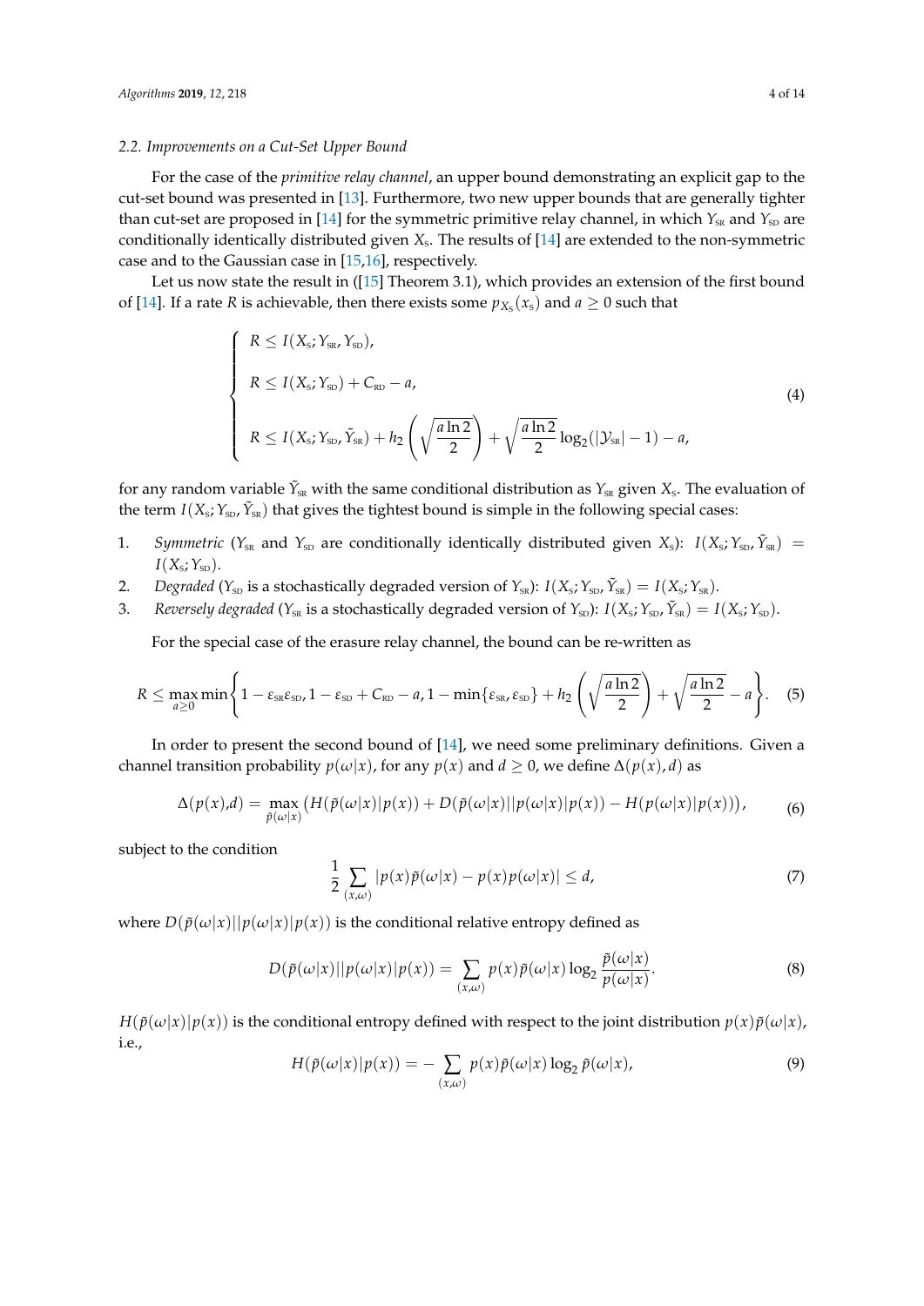### 2.2. Improvements on a Cut-Set Upper Bound

For the case of the *primitive relay channel*, an upper bound demonstrating an explicit gap to the cut-set bound was presented in [13]. Furthermore, two new upper bounds that are generally tighter than cut-set are proposed in [14] for the symmetric primitive relay channel, in which $Y_{\text{SR}}$ and $Y_{\text{SD}}$ are conditionally identically distributed given $X_{\text{S}}$. The results of [14] are extended to the non-symmetric case and to the Gaussian case in [15,16], respectively.

Let us now state the result in ([15] Theorem 3.1), which provides an extension of the first bound of [14]. If a rate $R$ is achievable, then there exists some $p_{X_{\text{S}}}(x_{\text{S}})$ and $a \geq 0$ such that

$$\begin{cases} R \leq I(X_{\text{S}}; Y_{\text{SR}}, Y_{\text{SD}}), \\ R \leq I(X_{\text{S}}; Y_{\text{SD}}) + C_{\text{RD}} - a, \\ R \leq I(X_{\text{S}}; Y_{\text{SD}}, \tilde{Y}_{\text{SR}}) + h_2\left(\sqrt{\frac{a \ln 2}{2}}\right) + \sqrt{\frac{a \ln 2}{2}} \log_2(|\mathcal{Y}_{\text{SR}}| - 1) - a, \end{cases} \tag{4}$$

for any random variable $\tilde{Y}_{\text{SR}}$ with the same conditional distribution as $Y_{\text{SR}}$ given $X_{\text{S}}$. The evaluation of the term $I(X_{\text{S}}; Y_{\text{SD}}, \tilde{Y}_{\text{SR}})$ that gives the tightest bound is simple in the following special cases:

1. *Symmetric* ($Y_{\text{SR}}$ and $Y_{\text{SD}}$ are conditionally identically distributed given $X_{\text{S}}$): $I(X_{\text{S}}; Y_{\text{SD}}, \tilde{Y}_{\text{SR}}) = I(X_{\text{S}}; Y_{\text{SD}})$.
2. *Degraded* ($Y_{\text{SD}}$ is a stochastically degraded version of $Y_{\text{SR}}$): $I(X_{\text{S}}; Y_{\text{SD}}, \tilde{Y}_{\text{SR}}) = I(X_{\text{S}}; Y_{\text{SR}})$.
3. *Reversely degraded* ($Y_{\text{SR}}$ is a stochastically degraded version of $Y_{\text{SD}}$): $I(X_{\text{S}}; Y_{\text{SD}}, \tilde{Y}_{\text{SR}}) = I(X_{\text{S}}; Y_{\text{SD}})$.

For the special case of the erasure relay channel, the bound can be re-written as

$$R \leq \max_{a \geq 0} \min\left\{1 - \varepsilon_{\text{SR}}\varepsilon_{\text{SD}}, 1 - \varepsilon_{\text{SD}} + C_{\text{RD}} - a, 1 - \min\{\varepsilon_{\text{SR}}, \varepsilon_{\text{SD}}\} + h_2\left(\sqrt{\frac{a \ln 2}{2}}\right) + \sqrt{\frac{a \ln 2}{2}} - a\right\}. \tag{5}$$

In order to present the second bound of [14], we need some preliminary definitions. Given a channel transition probability $p(\omega|x)$, for any $p(x)$ and $d \geq 0$, we define $\Delta(p(x), d)$ as

$$\Delta(p(x),d) = \max_{\tilde{p}(\omega|x)} \left(H(\tilde{p}(\omega|x)|p(x)) + D(\tilde{p}(\omega|x)||p(\omega|x)|p(x)) - H(p(\omega|x)|p(x))\right), \tag{6}$$

subject to the condition

$$\frac{1}{2} \sum_{(x,\omega)} |p(x)\tilde{p}(\omega|x) - p(x)p(\omega|x)| \leq d, \tag{7}$$

where $D(\tilde{p}(\omega|x)||p(\omega|x)|p(x))$ is the conditional relative entropy defined as

$$D(\tilde{p}(\omega|x)||p(\omega|x)|p(x)) = \sum_{(x,\omega)} p(x)\tilde{p}(\omega|x) \log_2 \frac{\tilde{p}(\omega|x)}{p(\omega|x)}. \tag{8}$$

$H(\tilde{p}(\omega|x)|p(x))$ is the conditional entropy defined with respect to the joint distribution $p(x)\tilde{p}(\omega|x)$, i.e.,

$$H(\tilde{p}(\omega|x)|p(x)) = -\sum_{(x,\omega)} p(x)\tilde{p}(\omega|x) \log_2 \tilde{p}(\omega|x), \tag{9}$$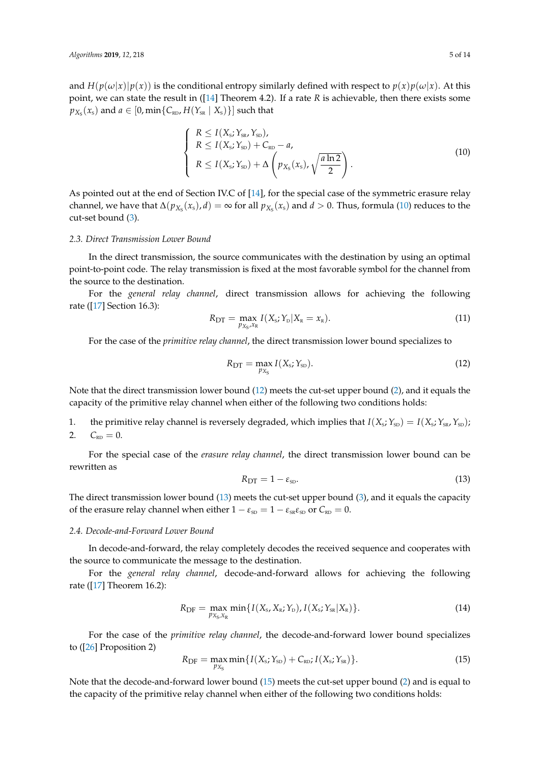and $H(p(\omega|x)|p(x))$ is the conditional entropy similarly defined with respect to $p(x)p(\omega|x)$. At this point, we can state the result in ([14] Theorem 4.2). If a rate $R$ is achievable, then there exists some $p_{X_\text{S}}(x_\text{S})$ and $a \in [0, \min\{C_\text{RD}, H(Y_\text{SR} \mid X_\text{S})\}]$ such that

$$
\begin{cases}
R \le I(X_\text{S}; Y_\text{SR}, Y_\text{SD}), \\
R \le I(X_\text{S}; Y_\text{SD}) + C_\text{RD} - a, \\
R \le I(X_\text{S}; Y_\text{SD}) + \Delta\left(p_{X_\text{S}}(x_\text{S}), \sqrt{\dfrac{a \ln 2}{2}}\right).
\end{cases} \tag{10}
$$

As pointed out at the end of Section IV.C of [14], for the special case of the symmetric erasure relay channel, we have that $\Delta(p_{X_\text{S}}(x_\text{S}), d) = \infty$ for all $p_{X_\text{S}}(x_\text{S})$ and $d > 0$. Thus, formula (10) reduces to the cut-set bound (3).

### 2.3. Direct Transmission Lower Bound

In the direct transmission, the source communicates with the destination by using an optimal point-to-point code. The relay transmission is fixed at the most favorable symbol for the channel from the source to the destination.

For the *general relay channel*, direct transmission allows for achieving the following rate ([17] Section 16.3):

$$
R_\text{DT} = \max_{p_{X_\text{S}}, x_\text{R}} I(X_\text{S}; Y_\text{D} | X_\text{R} = x_\text{R}). \tag{11}
$$

For the case of the *primitive relay channel*, the direct transmission lower bound specializes to

$$
R_\text{DT} = \max_{p_{X_\text{S}}} I(X_\text{S}; Y_\text{SD}). \tag{12}
$$

Note that the direct transmission lower bound (12) meets the cut-set upper bound (2), and it equals the capacity of the primitive relay channel when either of the following two conditions holds:

1. the primitive relay channel is reversely degraded, which implies that $I(X_\text{S}; Y_\text{SD}) = I(X_\text{S}; Y_\text{SR}, Y_\text{SD})$;
2. $C_\text{RD} = 0$.

For the special case of the *erasure relay channel*, the direct transmission lower bound can be rewritten as

$$
R_\text{DT} = 1 - \varepsilon_\text{SD}. \tag{13}
$$

The direct transmission lower bound (13) meets the cut-set upper bound (3), and it equals the capacity of the erasure relay channel when either $1 - \varepsilon_\text{SD} = 1 - \varepsilon_\text{SR}\varepsilon_\text{SD}$ or $C_\text{RD} = 0$.

### 2.4. Decode-and-Forward Lower Bound

In decode-and-forward, the relay completely decodes the received sequence and cooperates with the source to communicate the message to the destination.

For the *general relay channel*, decode-and-forward allows for achieving the following rate ([17] Theorem 16.2):

$$
R_\text{DF} = \max_{p_{X_\text{S}, X_\text{R}}} \min\{I(X_\text{S}, X_\text{R}; Y_\text{D}), I(X_\text{S}; Y_\text{SR} | X_\text{R})\}. \tag{14}
$$

For the case of the *primitive relay channel*, the decode-and-forward lower bound specializes to ([26] Proposition 2)

$$
R_\text{DF} = \max_{p_{X_\text{S}}} \min\{I(X_\text{S}; Y_\text{SD}) + C_\text{RD}, I(X_\text{S}; Y_\text{SR})\}. \tag{15}
$$

Note that the decode-and-forward lower bound (15) meets the cut-set upper bound (2) and is equal to the capacity of the primitive relay channel when either of the following two conditions holds: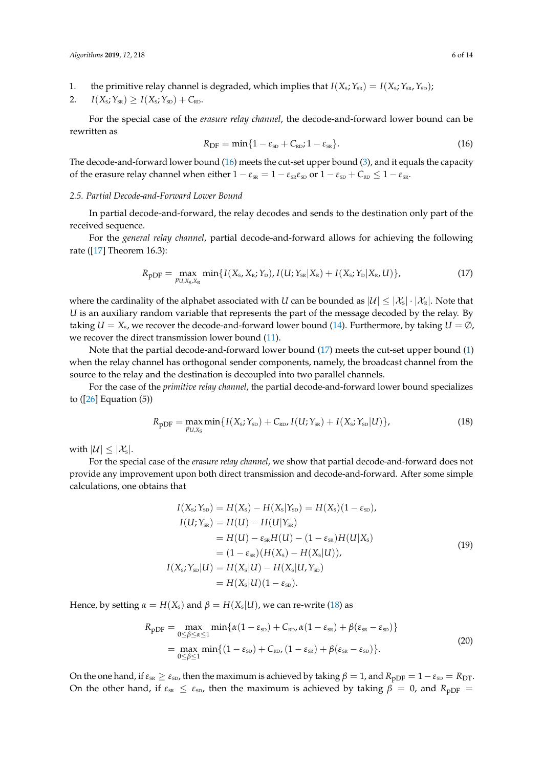1. the primitive relay channel is degraded, which implies that $I(X_{\text{S}}; Y_{\text{SR}}) = I(X_{\text{S}}; Y_{\text{SR}}, Y_{\text{SD}})$;
2. $I(X_{\text{S}}; Y_{\text{SR}}) \geq I(X_{\text{S}}; Y_{\text{SD}}) + C_{\text{RD}}$.

For the special case of the *erasure relay channel*, the decode-and-forward lower bound can be rewritten as

$$R_{\text{DF}} = \min\{1 - \varepsilon_{\text{SD}} + C_{\text{RD}}; 1 - \varepsilon_{\text{SR}}\}. \tag{16}$$

The decode-and-forward lower bound (16) meets the cut-set upper bound (3), and it equals the capacity of the erasure relay channel when either $1 - \varepsilon_{\text{SR}} = 1 - \varepsilon_{\text{SR}}\varepsilon_{\text{SD}}$ or $1 - \varepsilon_{\text{SD}} + C_{\text{RD}} \leq 1 - \varepsilon_{\text{SR}}$.

### 2.5. Partial Decode-and-Forward Lower Bound

In partial decode-and-forward, the relay decodes and sends to the destination only part of the received sequence.

For the *general relay channel*, partial decode-and-forward allows for achieving the following rate ([17] Theorem 16.3):

$$R_{\text{pDF}} = \max_{p_{U,X_{\text{S}},X_{\text{R}}}} \min\{I(X_{\text{S}}, X_{\text{R}}; Y_{\text{D}}), I(U; Y_{\text{SR}}|X_{\text{R}}) + I(X_{\text{S}}; Y_{\text{D}}|X_{\text{R}}, U)\}, \tag{17}$$

where the cardinality of the alphabet associated with $U$ can be bounded as $|\mathcal{U}| \leq |\mathcal{X}_{\text{S}}| \cdot |\mathcal{X}_{\text{R}}|$. Note that $U$ is an auxiliary random variable that represents the part of the message decoded by the relay. By taking $U = X_{\text{S}}$, we recover the decode-and-forward lower bound (14). Furthermore, by taking $U = \emptyset$, we recover the direct transmission lower bound (11).

Note that the partial decode-and-forward lower bound (17) meets the cut-set upper bound (1) when the relay channel has orthogonal sender components, namely, the broadcast channel from the source to the relay and the destination is decoupled into two parallel channels.

For the case of the *primitive relay channel*, the partial decode-and-forward lower bound specializes to ([26] Equation (5))

$$R_{\text{pDF}} = \max_{p_{U,X_{\text{S}}}} \min\{I(X_{\text{S}}; Y_{\text{SD}}) + C_{\text{RD}}, I(U; Y_{\text{SR}}) + I(X_{\text{S}}; Y_{\text{SD}}|U)\}, \tag{18}$$

with $|\mathcal{U}| \leq |\mathcal{X}_{\text{S}}|$.

For the special case of the *erasure relay channel*, we show that partial decode-and-forward does not provide any improvement upon both direct transmission and decode-and-forward. After some simple calculations, one obtains that

$$\begin{aligned}
I(X_{\text{S}}; Y_{\text{SD}}) &= H(X_{\text{S}}) - H(X_{\text{S}}|Y_{\text{SD}}) = H(X_{\text{S}})(1 - \varepsilon_{\text{SD}}), \\
I(U; Y_{\text{SR}}) &= H(U) - H(U|Y_{\text{SR}}) \\
&= H(U) - \varepsilon_{\text{SR}} H(U) - (1 - \varepsilon_{\text{SR}}) H(U|X_{\text{S}}) \\
&= (1 - \varepsilon_{\text{SR}})(H(X_{\text{S}}) - H(X_{\text{S}}|U)), \\
I(X_{\text{S}}; Y_{\text{SD}}|U) &= H(X_{\text{S}}|U) - H(X_{\text{S}}|U, Y_{\text{SD}}) \\
&= H(X_{\text{S}}|U)(1 - \varepsilon_{\text{SD}}).
\end{aligned} \tag{19}$$

Hence, by setting $\alpha = H(X_{\text{S}})$ and $\beta = H(X_{\text{S}}|U)$, we can re-write (18) as

$$\begin{aligned}
R_{\text{pDF}} &= \max_{0 \leq \beta \leq \alpha \leq 1} \min\{\alpha(1 - \varepsilon_{\text{SD}}) + C_{\text{RD}}, \alpha(1 - \varepsilon_{\text{SR}}) + \beta(\varepsilon_{\text{SR}} - \varepsilon_{\text{SD}})\} \\
&= \max_{0 \leq \beta \leq 1} \min\{(1 - \varepsilon_{\text{SD}}) + C_{\text{RD}}, (1 - \varepsilon_{\text{SR}}) + \beta(\varepsilon_{\text{SR}} - \varepsilon_{\text{SD}})\}.
\end{aligned} \tag{20}$$

On the one hand, if $\varepsilon_{\text{SR}} \geq \varepsilon_{\text{SD}}$, then the maximum is achieved by taking $\beta = 1$, and $R_{\text{pDF}} = 1 - \varepsilon_{\text{SD}} = R_{\text{DT}}$. On the other hand, if $\varepsilon_{\text{SR}} \leq \varepsilon_{\text{SD}}$, then the maximum is achieved by taking $\beta = 0$, and $R_{\text{pDF}} =$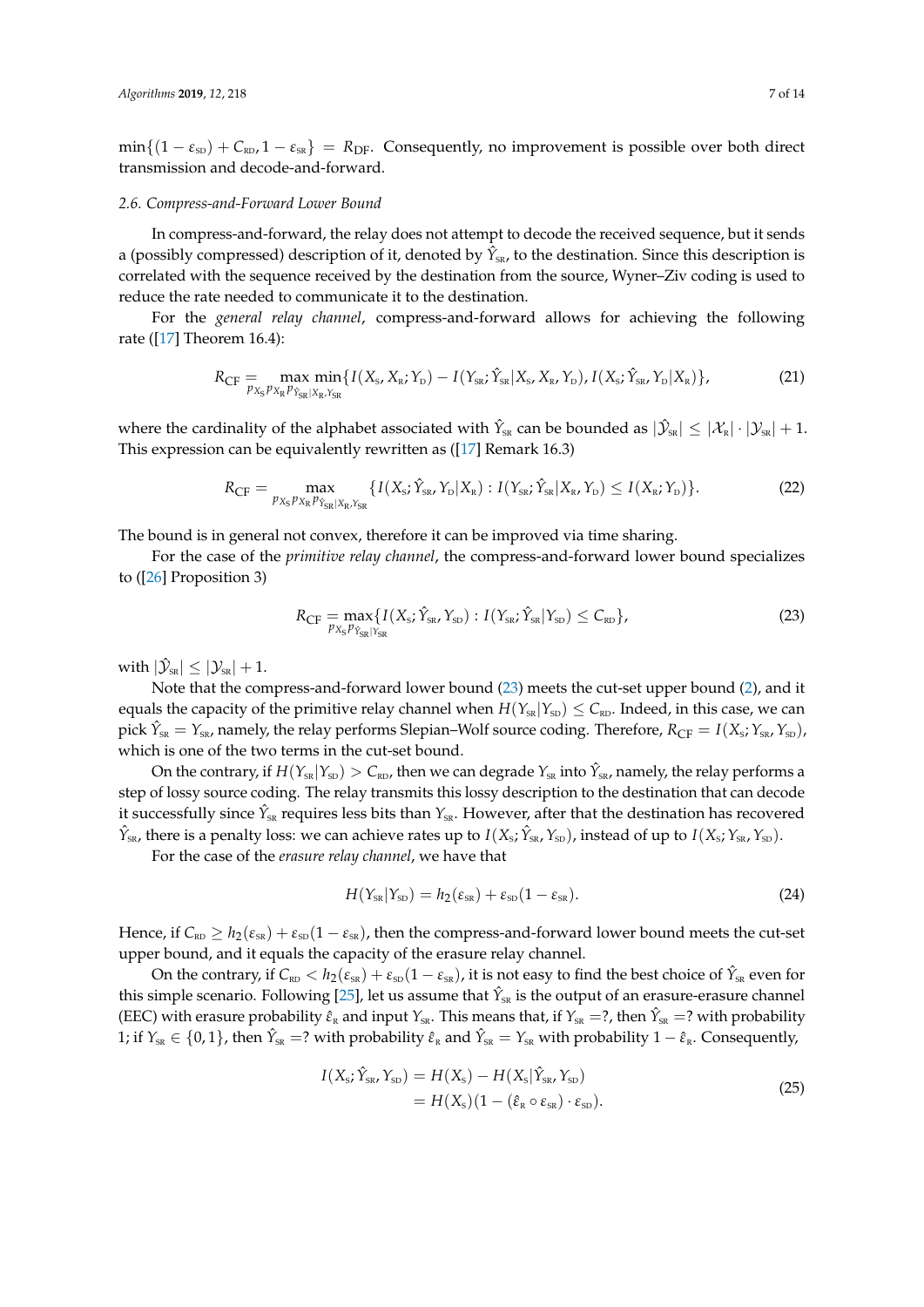$\min\{(1-\varepsilon_{\text{SD}}) + C_{\text{RD}}, 1-\varepsilon_{\text{SR}}\} = R_{\text{DF}}$. Consequently, no improvement is possible over both direct transmission and decode-and-forward.

### 2.6. Compress-and-Forward Lower Bound

In compress-and-forward, the relay does not attempt to decode the received sequence, but it sends a (possibly compressed) description of it, denoted by $\hat{Y}_{\text{SR}}$, to the destination. Since this description is correlated with the sequence received by the destination from the source, Wyner–Ziv coding is used to reduce the rate needed to communicate it to the destination.

For the *general relay channel*, compress-and-forward allows for achieving the following rate ([17] Theorem 16.4):

$$R_{\text{CF}} = \max_{p_{X_{\text{S}}} p_{X_{\text{R}}} p_{\hat{Y}_{\text{SR}}|X_{\text{R}},Y_{\text{SR}}}} \min\{I(X_{\text{S}}, X_{\text{R}}; Y_{\text{D}}) - I(Y_{\text{SR}}; \hat{Y}_{\text{SR}}|X_{\text{S}}, X_{\text{R}}, Y_{\text{D}}), I(X_{\text{S}}; \hat{Y}_{\text{SR}}, Y_{\text{D}}|X_{\text{R}})\}, \tag{21}$$

where the cardinality of the alphabet associated with $\hat{Y}_{\text{SR}}$ can be bounded as $|\hat{\mathcal{Y}}_{\text{SR}}| \leq |\mathcal{X}_{\text{R}}| \cdot |\mathcal{Y}_{\text{SR}}| + 1$. This expression can be equivalently rewritten as ([17] Remark 16.3)

$$R_{\text{CF}} = \max_{p_{X_{\text{S}}} p_{X_{\text{R}}} p_{\hat{Y}_{\text{SR}}|X_{\text{R}},Y_{\text{SR}}}} \{I(X_{\text{S}}; \hat{Y}_{\text{SR}}, Y_{\text{D}}|X_{\text{R}}) : I(Y_{\text{SR}}; \hat{Y}_{\text{SR}}|X_{\text{R}}, Y_{\text{D}}) \leq I(X_{\text{R}}; Y_{\text{D}})\}. \tag{22}$$

The bound is in general not convex, therefore it can be improved via time sharing.

For the case of the *primitive relay channel*, the compress-and-forward lower bound specializes to ([26] Proposition 3)

$$R_{\text{CF}} = \max_{p_{X_{\text{S}}} p_{\hat{Y}_{\text{SR}}|Y_{\text{SR}}}} \{I(X_{\text{S}}; \hat{Y}_{\text{SR}}, Y_{\text{SD}}) : I(Y_{\text{SR}}; \hat{Y}_{\text{SR}}|Y_{\text{SD}}) \leq C_{\text{RD}}\}, \tag{23}$$

with $|\hat{\mathcal{Y}}_{\text{SR}}| \leq |\mathcal{Y}_{\text{SR}}| + 1$.

Note that the compress-and-forward lower bound (23) meets the cut-set upper bound (2), and it equals the capacity of the primitive relay channel when $H(Y_{\text{SR}}|Y_{\text{SD}}) \leq C_{\text{RD}}$. Indeed, in this case, we can pick $\hat{Y}_{\text{SR}} = Y_{\text{SR}}$, namely, the relay performs Slepian–Wolf source coding. Therefore, $R_{\text{CF}} = I(X_{\text{S}}; Y_{\text{SR}}, Y_{\text{SD}})$, which is one of the two terms in the cut-set bound.

On the contrary, if $H(Y_{\text{SR}}|Y_{\text{SD}}) > C_{\text{RD}}$, then we can degrade $Y_{\text{SR}}$ into $\hat{Y}_{\text{SR}}$, namely, the relay performs a step of lossy source coding. The relay transmits this lossy description to the destination that can decode it successfully since $\hat{Y}_{\text{SR}}$ requires less bits than $Y_{\text{SR}}$. However, after that the destination has recovered $\hat{Y}_{\text{SR}}$, there is a penalty loss: we can achieve rates up to $I(X_{\text{S}}; \hat{Y}_{\text{SR}}, Y_{\text{SD}})$, instead of up to $I(X_{\text{S}}; Y_{\text{SR}}, Y_{\text{SD}})$.

For the case of the *erasure relay channel*, we have that

$$H(Y_{\text{SR}}|Y_{\text{SD}}) = h_2(\varepsilon_{\text{SR}}) + \varepsilon_{\text{SD}}(1-\varepsilon_{\text{SR}}). \tag{24}$$

Hence, if $C_{\text{RD}} \geq h_2(\varepsilon_{\text{SR}}) + \varepsilon_{\text{SD}}(1-\varepsilon_{\text{SR}})$, then the compress-and-forward lower bound meets the cut-set upper bound, and it equals the capacity of the erasure relay channel.

On the contrary, if $C_{\text{RD}} < h_2(\varepsilon_{\text{SR}}) + \varepsilon_{\text{SD}}(1-\varepsilon_{\text{SR}})$, it is not easy to find the best choice of $\hat{Y}_{\text{SR}}$ even for this simple scenario. Following [25], let us assume that $\hat{Y}_{\text{SR}}$ is the output of an erasure-erasure channel (EEC) with erasure probability $\hat{\varepsilon}_{\text{R}}$ and input $Y_{\text{SR}}$. This means that, if $Y_{\text{SR}} = ?$, then $\hat{Y}_{\text{SR}} = ?$ with probability 1; if $Y_{\text{SR}} \in \{0,1\}$, then $\hat{Y}_{\text{SR}} = ?$ with probability $\hat{\varepsilon}_{\text{R}}$ and $\hat{Y}_{\text{SR}} = Y_{\text{SR}}$ with probability $1-\hat{\varepsilon}_{\text{R}}$. Consequently,

$$\begin{aligned} I(X_{\text{S}}; \hat{Y}_{\text{SR}}, Y_{\text{SD}}) &= H(X_{\text{S}}) - H(X_{\text{S}}|\hat{Y}_{\text{SR}}, Y_{\text{SD}}) \\ &= H(X_{\text{S}})(1 - (\hat{\varepsilon}_{\text{R}} \circ \varepsilon_{\text{SR}}) \cdot \varepsilon_{\text{SD}}). \end{aligned} \tag{25}$$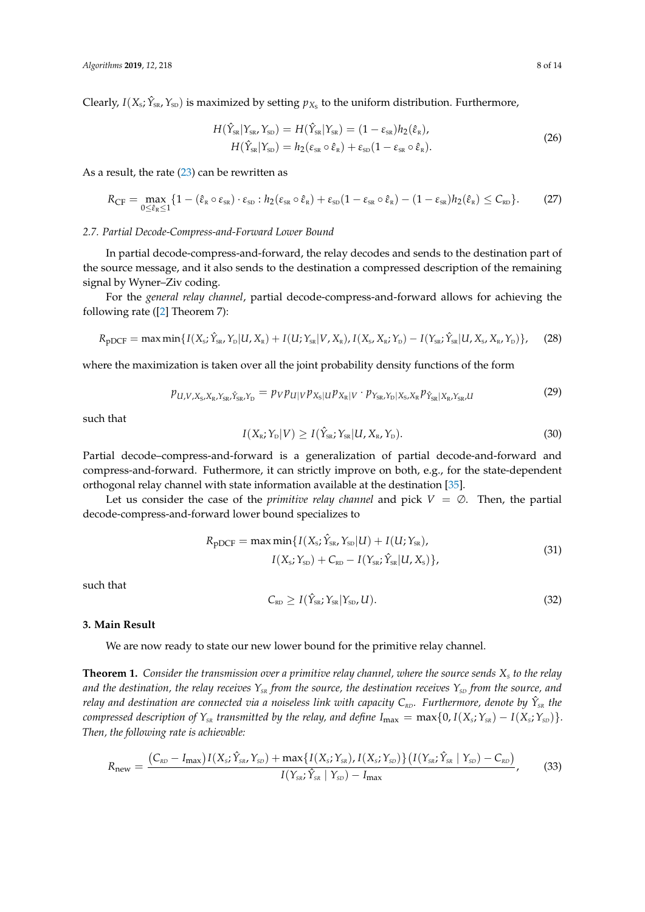Clearly, $I(X_{\text{S}}; \hat{Y}_{\text{SR}}, Y_{\text{SD}})$ is maximized by setting $p_{X_{\text{S}}}$ to the uniform distribution. Furthermore,

$$
\begin{aligned}
H(\hat{Y}_{\text{SR}}|Y_{\text{SR}}, Y_{\text{SD}}) &= H(\hat{Y}_{\text{SR}}|Y_{\text{SR}}) = (1-\varepsilon_{\text{SR}})h_2(\hat{\varepsilon}_{\text{R}}), \\
H(\hat{Y}_{\text{SR}}|Y_{\text{SD}}) &= h_2(\varepsilon_{\text{SR}} \circ \hat{\varepsilon}_{\text{R}}) + \varepsilon_{\text{SD}}(1-\varepsilon_{\text{SR}} \circ \hat{\varepsilon}_{\text{R}}).
\end{aligned}
\tag{26}
$$

As a result, the rate (23) can be rewritten as

$$
R_{\text{CF}} = \max_{0 \le \hat{\varepsilon}_{\text{R}} \le 1} \{1 - (\hat{\varepsilon}_{\text{R}} \circ \varepsilon_{\text{SR}}) \cdot \varepsilon_{\text{SD}} : h_2(\varepsilon_{\text{SR}} \circ \hat{\varepsilon}_{\text{R}}) + \varepsilon_{\text{SD}}(1-\varepsilon_{\text{SR}} \circ \hat{\varepsilon}_{\text{R}}) - (1-\varepsilon_{\text{SR}})h_2(\hat{\varepsilon}_{\text{R}}) \le C_{\text{RD}}\}. \tag{27}
$$

### 2.7. Partial Decode-Compress-and-Forward Lower Bound

In partial decode-compress-and-forward, the relay decodes and sends to the destination part of the source message, and it also sends to the destination a compressed description of the remaining signal by Wyner–Ziv coding.

For the *general relay channel*, partial decode-compress-and-forward allows for achieving the following rate ([2] Theorem 7):

$$
R_{\text{pDCF}} = \max \min\{I(X_{\text{S}}; \hat{Y}_{\text{SR}}, Y_{\text{D}}|U, X_{\text{R}}) + I(U; Y_{\text{SR}}|V, X_{\text{R}}), I(X_{\text{S}}, X_{\text{R}}; Y_{\text{D}}) - I(Y_{\text{SR}}; \hat{Y}_{\text{SR}}|U, X_{\text{S}}, X_{\text{R}}, Y_{\text{D}})\}, \tag{28}
$$

where the maximization is taken over all the joint probability density functions of the form

$$
p_{U,V,X_{\text{S}},X_{\text{R}},Y_{\text{SR}},\hat{Y}_{\text{SR}},Y_{\text{D}}} = p_V p_{U|V} p_{X_{\text{S}}|U} p_{X_{\text{R}}|V} \cdot p_{Y_{\text{SR}},Y_{\text{D}}|X_{\text{S}},X_{\text{R}}} p_{\hat{Y}_{\text{SR}}|X_{\text{R}},Y_{\text{SR}},U} \tag{29}
$$

such that

$$
I(X_{\text{R}}; Y_{\text{D}}|V) \ge I(\hat{Y}_{\text{SR}}; Y_{\text{SR}}|U, X_{\text{R}}, Y_{\text{D}}). \tag{30}
$$

Partial decode–compress-and-forward is a generalization of partial decode-and-forward and compress-and-forward. Futhermore, it can strictly improve on both, e.g., for the state-dependent orthogonal relay channel with state information available at the destination [35].

Let us consider the case of the *primitive relay channel* and pick $V = \emptyset$. Then, the partial decode-compress-and-forward lower bound specializes to

$$
\begin{aligned}
R_{\text{pDCF}} = \max \min\{ &I(X_{\text{S}}; \hat{Y}_{\text{SR}}, Y_{\text{SD}}|U) + I(U; Y_{\text{SR}}), \\
&I(X_{\text{S}}; Y_{\text{SD}}) + C_{\text{RD}} - I(Y_{\text{SR}}; \hat{Y}_{\text{SR}}|U, X_{\text{S}})\},
\end{aligned}
\tag{31}
$$

such that

$$
C_{\text{RD}} \ge I(\hat{Y}_{\text{SR}}; Y_{\text{SR}}|Y_{\text{SD}}, U). \tag{32}
$$

## 3. Main Result

We are now ready to state our new lower bound for the primitive relay channel.

**Theorem 1.** *Consider the transmission over a primitive relay channel, where the source sends $X_S$ to the relay and the destination, the relay receives $Y_{SR}$ from the source, the destination receives $Y_{SD}$ from the source, and relay and destination are connected via a noiseless link with capacity $C_{RD}$. Furthermore, denote by $\hat{Y}_{SR}$ the compressed description of $Y_{SR}$ transmitted by the relay, and define $I_{\max} = \max\{0, I(X_S; Y_{SR}) - I(X_S; Y_{SD})\}$. Then, the following rate is achievable:*

$$
R_{\text{new}} = \frac{(C_{RD} - I_{\max}) I(X_S; \hat{Y}_{SR}, Y_{SD}) + \max\{I(X_S; Y_{SR}), I(X_S; Y_{SD})\}\big(I(Y_{SR}; \hat{Y}_{SR} \mid Y_{SD}) - C_{RD}\big)}{I(Y_{SR}; \hat{Y}_{SR} \mid Y_{SD}) - I_{\max}}, \tag{33}
$$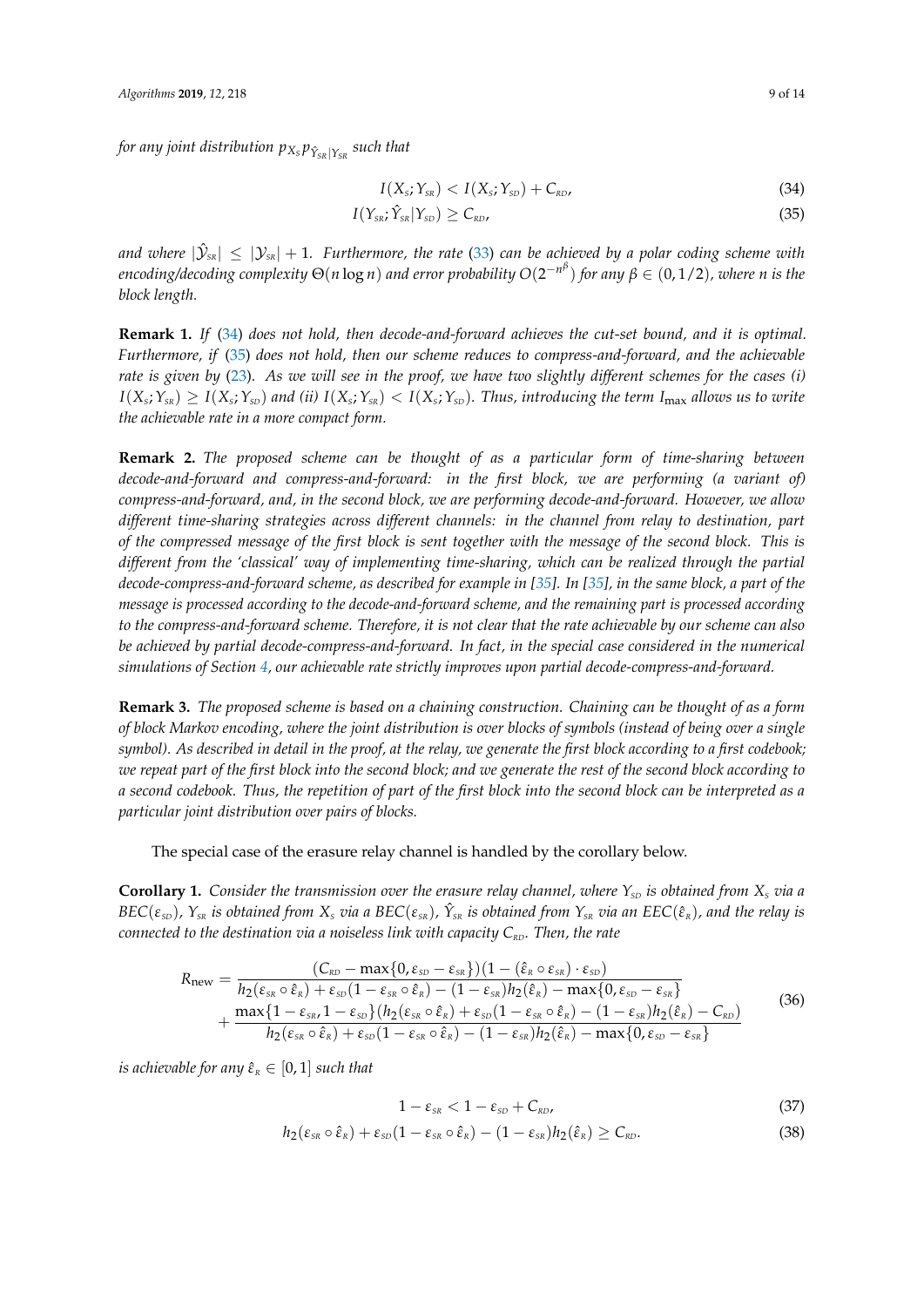*for any joint distribution $p_{X_S} p_{\hat{Y}_{SR}|Y_{SR}}$ such that*

$$I(X_S; Y_{SR}) < I(X_S; Y_{SD}) + C_{RD}, \tag{34}$$

$$I(Y_{SR}; \hat{Y}_{SR} | Y_{SD}) \geq C_{RD}, \tag{35}$$

*and where $|\hat{\mathcal{Y}}_{SR}| \leq |\mathcal{Y}_{SR}| + 1$. Furthermore, the rate (33) can be achieved by a polar coding scheme with encoding/decoding complexity $\Theta(n \log n)$ and error probability $O(2^{-n^\beta})$ for any $\beta \in (0, 1/2)$, where $n$ is the block length.*

**Remark 1.** *If (34) does not hold, then decode-and-forward achieves the cut-set bound, and it is optimal. Furthermore, if (35) does not hold, then our scheme reduces to compress-and-forward, and the achievable rate is given by (23). As we will see in the proof, we have two slightly different schemes for the cases (i) $I(X_S; Y_{SR}) \geq I(X_S; Y_{SD})$ and (ii) $I(X_S; Y_{SR}) < I(X_S; Y_{SD})$. Thus, introducing the term $I_{\max}$ allows us to write the achievable rate in a more compact form.*

**Remark 2.** *The proposed scheme can be thought of as a particular form of time-sharing between decode-and-forward and compress-and-forward: in the first block, we are performing (a variant of) compress-and-forward, and, in the second block, we are performing decode-and-forward. However, we allow different time-sharing strategies across different channels: in the channel from relay to destination, part of the compressed message of the first block is sent together with the message of the second block. This is different from the 'classical' way of implementing time-sharing, which can be realized through the partial decode-compress-and-forward scheme, as described for example in [35]. In [35], in the same block, a part of the message is processed according to the decode-and-forward scheme, and the remaining part is processed according to the compress-and-forward scheme. Therefore, it is not clear that the rate achievable by our scheme can also be achieved by partial decode-compress-and-forward. In fact, in the special case considered in the numerical simulations of Section 4, our achievable rate strictly improves upon partial decode-compress-and-forward.*

**Remark 3.** *The proposed scheme is based on a chaining construction. Chaining can be thought of as a form of block Markov encoding, where the joint distribution is over blocks of symbols (instead of being over a single symbol). As described in detail in the proof, at the relay, we generate the first block according to a first codebook; we repeat part of the first block into the second block; and we generate the rest of the second block according to a second codebook. Thus, the repetition of part of the first block into the second block can be interpreted as a particular joint distribution over pairs of blocks.*

The special case of the erasure relay channel is handled by the corollary below.

**Corollary 1.** *Consider the transmission over the erasure relay channel, where $Y_{SD}$ is obtained from $X_S$ via a BEC$(\varepsilon_{SD})$, $Y_{SR}$ is obtained from $X_S$ via a BEC$(\varepsilon_{SR})$, $\hat{Y}_{SR}$ is obtained from $Y_{SR}$ via an EEC$(\hat{\varepsilon}_R)$, and the relay is connected to the destination via a noiseless link with capacity $C_{RD}$. Then, the rate*

$$\begin{aligned} R_{\text{new}} = &\frac{(C_{RD} - \max\{0, \varepsilon_{SD} - \varepsilon_{SR}\})(1 - (\hat{\varepsilon}_R \circ \varepsilon_{SR}) \cdot \varepsilon_{SD})}{h_2(\varepsilon_{SR} \circ \hat{\varepsilon}_R) + \varepsilon_{SD}(1 - \varepsilon_{SR} \circ \hat{\varepsilon}_R) - (1 - \varepsilon_{SR}) h_2(\hat{\varepsilon}_R) - \max\{0, \varepsilon_{SD} - \varepsilon_{SR}\}} \\ &+ \frac{\max\{1 - \varepsilon_{SR}, 1 - \varepsilon_{SD}\}(h_2(\varepsilon_{SR} \circ \hat{\varepsilon}_R) + \varepsilon_{SD}(1 - \varepsilon_{SR} \circ \hat{\varepsilon}_R) - (1 - \varepsilon_{SR}) h_2(\hat{\varepsilon}_R) - C_{RD})}{h_2(\varepsilon_{SR} \circ \hat{\varepsilon}_R) + \varepsilon_{SD}(1 - \varepsilon_{SR} \circ \hat{\varepsilon}_R) - (1 - \varepsilon_{SR}) h_2(\hat{\varepsilon}_R) - \max\{0, \varepsilon_{SD} - \varepsilon_{SR}\}} \end{aligned} \tag{36}$$

*is achievable for any $\hat{\varepsilon}_R \in [0, 1]$ such that*

$$1 - \varepsilon_{SR} < 1 - \varepsilon_{SD} + C_{RD}, \tag{37}$$

$$h_2(\varepsilon_{SR} \circ \hat{\varepsilon}_R) + \varepsilon_{SD}(1 - \varepsilon_{SR} \circ \hat{\varepsilon}_R) - (1 - \varepsilon_{SR}) h_2(\hat{\varepsilon}_R) \geq C_{RD}. \tag{38}$$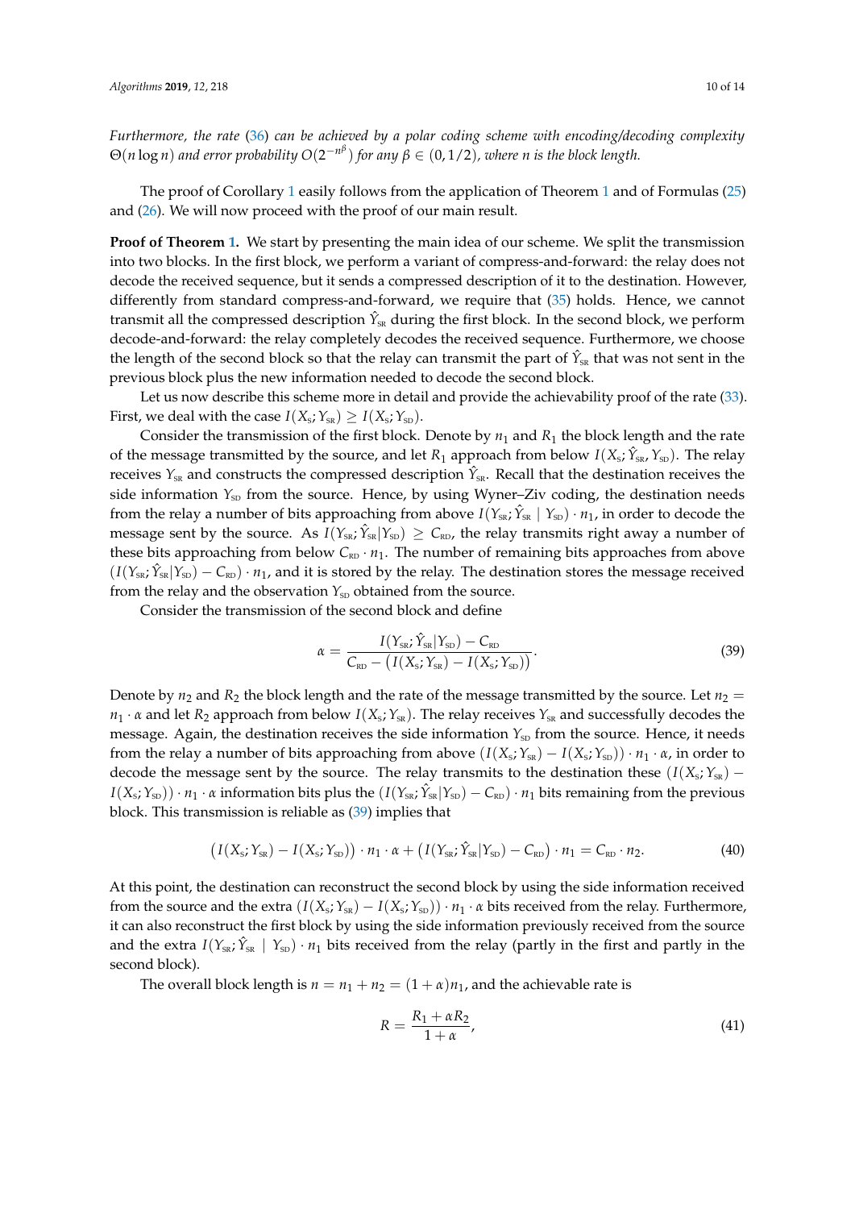*Furthermore, the rate (36) can be achieved by a polar coding scheme with encoding/decoding complexity $\Theta(n \log n)$ and error probability $O(2^{-n^{\beta}})$ for any $\beta \in (0, 1/2)$, where $n$ is the block length.*

The proof of Corollary 1 easily follows from the application of Theorem 1 and of Formulas (25) and (26). We will now proceed with the proof of our main result.

**Proof of Theorem 1.** We start by presenting the main idea of our scheme. We split the transmission into two blocks. In the first block, we perform a variant of compress-and-forward: the relay does not decode the received sequence, but it sends a compressed description of it to the destination. However, differently from standard compress-and-forward, we require that (35) holds. Hence, we cannot transmit all the compressed description $\hat{Y}_{\text{SR}}$ during the first block. In the second block, we perform decode-and-forward: the relay completely decodes the received sequence. Furthermore, we choose the length of the second block so that the relay can transmit the part of $\hat{Y}_{\text{SR}}$ that was not sent in the previous block plus the new information needed to decode the second block.

Let us now describe this scheme more in detail and provide the achievability proof of the rate (33). First, we deal with the case $I(X_{\text{S}}; Y_{\text{SR}}) \geq I(X_{\text{S}}; Y_{\text{SD}})$.

Consider the transmission of the first block. Denote by $n_1$ and $R_1$ the block length and the rate of the message transmitted by the source, and let $R_1$ approach from below $I(X_{\text{S}}; \hat{Y}_{\text{SR}}, Y_{\text{SD}})$. The relay receives $Y_{\text{SR}}$ and constructs the compressed description $\hat{Y}_{\text{SR}}$. Recall that the destination receives the side information $Y_{\text{SD}}$ from the source. Hence, by using Wyner–Ziv coding, the destination needs from the relay a number of bits approaching from above $I(Y_{\text{SR}}; \hat{Y}_{\text{SR}} \mid Y_{\text{SD}}) \cdot n_1$, in order to decode the message sent by the source. As $I(Y_{\text{SR}}; \hat{Y}_{\text{SR}}|Y_{\text{SD}}) \geq C_{\text{RD}}$, the relay transmits right away a number of these bits approaching from below $C_{\text{RD}} \cdot n_1$. The number of remaining bits approaches from above $(I(Y_{\text{SR}}; \hat{Y}_{\text{SR}}|Y_{\text{SD}}) - C_{\text{RD}}) \cdot n_1$, and it is stored by the relay. The destination stores the message received from the relay and the observation $Y_{\text{SD}}$ obtained from the source.

Consider the transmission of the second block and define

$$\alpha = \frac{I(Y_{\text{SR}}; \hat{Y}_{\text{SR}}|Y_{\text{SD}}) - C_{\text{RD}}}{C_{\text{RD}} - \big(I(X_{\text{S}}; Y_{\text{SR}}) - I(X_{\text{S}}; Y_{\text{SD}})\big)}. \tag{39}$$

Denote by $n_2$ and $R_2$ the block length and the rate of the message transmitted by the source. Let $n_2 = n_1 \cdot \alpha$ and let $R_2$ approach from below $I(X_{\text{S}}; Y_{\text{SR}})$. The relay receives $Y_{\text{SR}}$ and successfully decodes the message. Again, the destination receives the side information $Y_{\text{SD}}$ from the source. Hence, it needs from the relay a number of bits approaching from above $(I(X_{\text{S}}; Y_{\text{SR}}) - I(X_{\text{S}}; Y_{\text{SD}})) \cdot n_1 \cdot \alpha$, in order to decode the message sent by the source. The relay transmits to the destination these $(I(X_{\text{S}}; Y_{\text{SR}}) - I(X_{\text{S}}; Y_{\text{SD}})) \cdot n_1 \cdot \alpha$ information bits plus the $(I(Y_{\text{SR}}; \hat{Y}_{\text{SR}}|Y_{\text{SD}}) - C_{\text{RD}}) \cdot n_1$ bits remaining from the previous block. This transmission is reliable as (39) implies that

$$\big(I(X_{\text{S}}; Y_{\text{SR}}) - I(X_{\text{S}}; Y_{\text{SD}})\big) \cdot n_1 \cdot \alpha + \big(I(Y_{\text{SR}}; \hat{Y}_{\text{SR}}|Y_{\text{SD}}) - C_{\text{RD}}\big) \cdot n_1 = C_{\text{RD}} \cdot n_2. \tag{40}$$

At this point, the destination can reconstruct the second block by using the side information received from the source and the extra $(I(X_{\text{S}}; Y_{\text{SR}}) - I(X_{\text{S}}; Y_{\text{SD}})) \cdot n_1 \cdot \alpha$ bits received from the relay. Furthermore, it can also reconstruct the first block by using the side information previously received from the source and the extra $I(Y_{\text{SR}}; \hat{Y}_{\text{SR}} \mid Y_{\text{SD}}) \cdot n_1$ bits received from the relay (partly in the first and partly in the second block).

The overall block length is $n = n_1 + n_2 = (1 + \alpha)n_1$, and the achievable rate is

$$R = \frac{R_1 + \alpha R_2}{1 + \alpha}, \tag{41}$$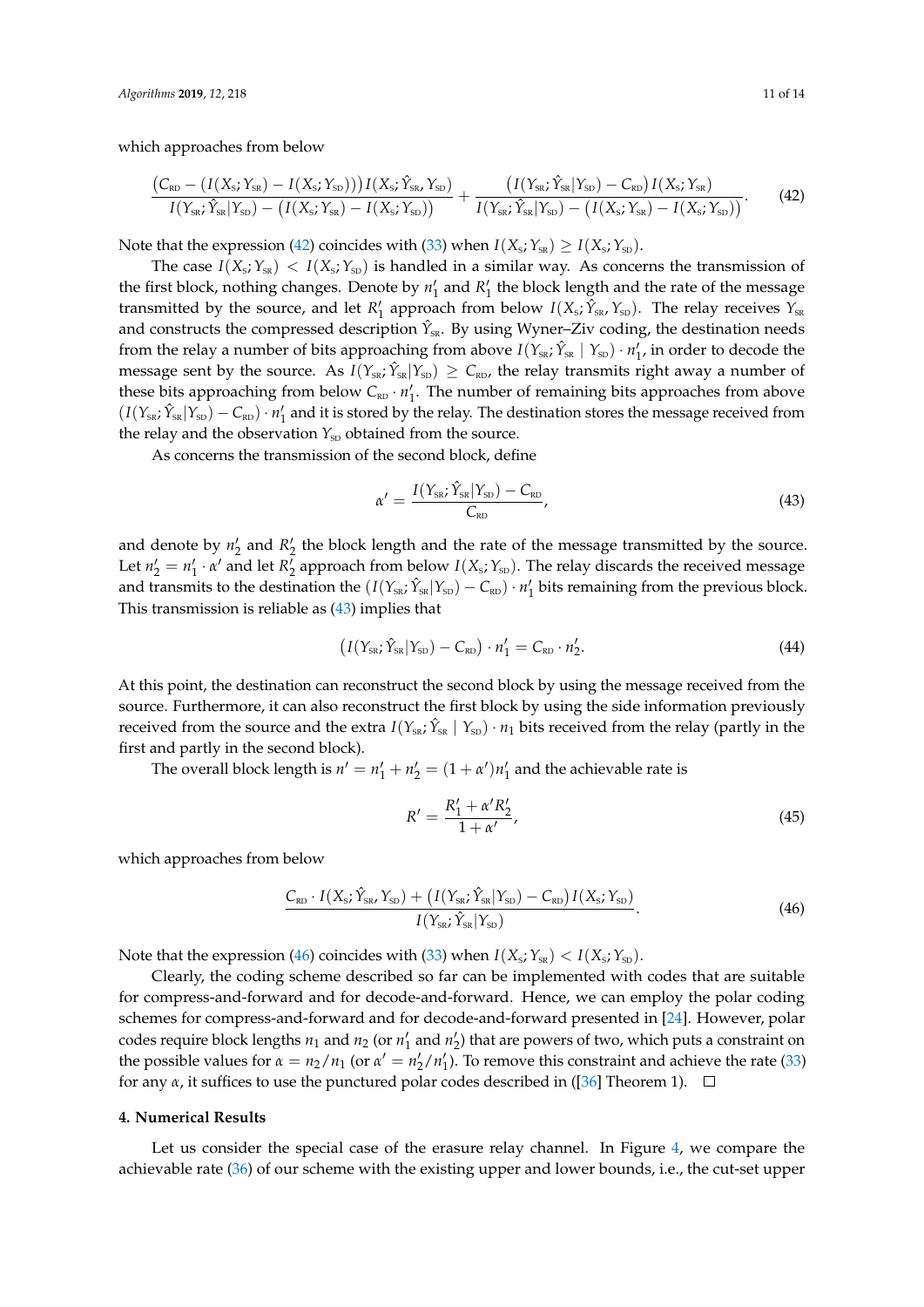which approaches from below

$$\frac{\left(C_{\text{RD}} - \left(I(X_{\text{S}};Y_{\text{SR}}) - I(X_{\text{S}};Y_{\text{SD}})\right)\right) I(X_{\text{S}};\hat{Y}_{\text{SR}},Y_{\text{SD}})}{I(Y_{\text{SR}};\hat{Y}_{\text{SR}}|Y_{\text{SD}}) - \left(I(X_{\text{S}};Y_{\text{SR}}) - I(X_{\text{S}};Y_{\text{SD}})\right)} + \frac{\left(I(Y_{\text{SR}};\hat{Y}_{\text{SR}}|Y_{\text{SD}}) - C_{\text{RD}}\right) I(X_{\text{S}};Y_{\text{SR}})}{I(Y_{\text{SR}};\hat{Y}_{\text{SR}}|Y_{\text{SD}}) - \left(I(X_{\text{S}};Y_{\text{SR}}) - I(X_{\text{S}};Y_{\text{SD}})\right)}. \tag{42}$$

Note that the expression (42) coincides with (33) when $I(X_{\text{S}};Y_{\text{SR}}) \geq I(X_{\text{S}};Y_{\text{SD}})$.

The case $I(X_{\text{S}};Y_{\text{SR}}) < I(X_{\text{S}};Y_{\text{SD}})$ is handled in a similar way. As concerns the transmission of the first block, nothing changes. Denote by $n_1'$ and $R_1'$ the block length and the rate of the message transmitted by the source, and let $R_1'$ approach from below $I(X_{\text{S}};\hat{Y}_{\text{SR}},Y_{\text{SD}})$. The relay receives $Y_{\text{SR}}$ and constructs the compressed description $\hat{Y}_{\text{SR}}$. By using Wyner–Ziv coding, the destination needs from the relay a number of bits approaching from above $I(Y_{\text{SR}};\hat{Y}_{\text{SR}} \mid Y_{\text{SD}}) \cdot n_1'$, in order to decode the message sent by the source. As $I(Y_{\text{SR}};\hat{Y}_{\text{SR}}|Y_{\text{SD}}) \geq C_{\text{RD}}$, the relay transmits right away a number of these bits approaching from below $C_{\text{RD}} \cdot n_1'$. The number of remaining bits approaches from above $(I(Y_{\text{SR}};\hat{Y}_{\text{SR}}|Y_{\text{SD}}) - C_{\text{RD}}) \cdot n_1'$ and it is stored by the relay. The destination stores the message received from the relay and the observation $Y_{\text{SD}}$ obtained from the source.

As concerns the transmission of the second block, define

$$\alpha' = \frac{I(Y_{\text{SR}};\hat{Y}_{\text{SR}}|Y_{\text{SD}}) - C_{\text{RD}}}{C_{\text{RD}}}, \tag{43}$$

and denote by $n_2'$ and $R_2'$ the block length and the rate of the message transmitted by the source. Let $n_2' = n_1' \cdot \alpha'$ and let $R_2'$ approach from below $I(X_{\text{S}};Y_{\text{SD}})$. The relay discards the received message and transmits to the destination the $(I(Y_{\text{SR}};\hat{Y}_{\text{SR}}|Y_{\text{SD}}) - C_{\text{RD}}) \cdot n_1'$ bits remaining from the previous block. This transmission is reliable as (43) implies that

$$\left(I(Y_{\text{SR}};\hat{Y}_{\text{SR}}|Y_{\text{SD}}) - C_{\text{RD}}\right) \cdot n_1' = C_{\text{RD}} \cdot n_2'. \tag{44}$$

At this point, the destination can reconstruct the second block by using the message received from the source. Furthermore, it can also reconstruct the first block by using the side information previously received from the source and the extra $I(Y_{\text{SR}};\hat{Y}_{\text{SR}} \mid Y_{\text{SD}}) \cdot n_1$ bits received from the relay (partly in the first and partly in the second block).

The overall block length is $n' = n_1' + n_2' = (1+\alpha')n_1'$ and the achievable rate is

$$R' = \frac{R_1' + \alpha' R_2'}{1+\alpha'}, \tag{45}$$

which approaches from below

$$\frac{C_{\text{RD}} \cdot I(X_{\text{S}};\hat{Y}_{\text{SR}},Y_{\text{SD}}) + \left(I(Y_{\text{SR}};\hat{Y}_{\text{SR}}|Y_{\text{SD}}) - C_{\text{RD}}\right) I(X_{\text{S}};Y_{\text{SD}})}{I(Y_{\text{SR}};\hat{Y}_{\text{SR}}|Y_{\text{SD}})}. \tag{46}$$

Note that the expression (46) coincides with (33) when $I(X_{\text{S}};Y_{\text{SR}}) < I(X_{\text{S}};Y_{\text{SD}})$.

Clearly, the coding scheme described so far can be implemented with codes that are suitable for compress-and-forward and for decode-and-forward. Hence, we can employ the polar coding schemes for compress-and-forward and for decode-and-forward presented in [24]. However, polar codes require block lengths $n_1$ and $n_2$ (or $n_1'$ and $n_2'$) that are powers of two, which puts a constraint on the possible values for $\alpha = n_2/n_1$ (or $\alpha' = n_2'/n_1'$). To remove this constraint and achieve the rate (33) for any $\alpha$, it suffices to use the punctured polar codes described in ([36] Theorem 1). □

## 4. Numerical Results

Let us consider the special case of the erasure relay channel. In Figure 4, we compare the achievable rate (36) of our scheme with the existing upper and lower bounds, i.e., the cut-set upper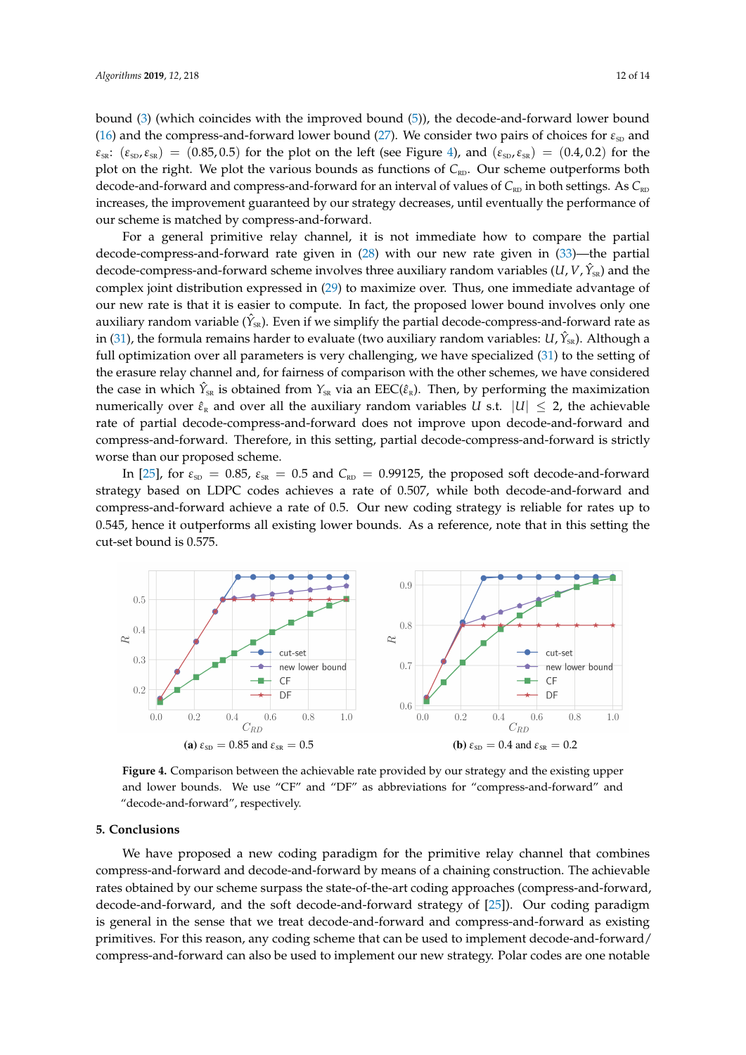bound (3) (which coincides with the improved bound (5)), the decode-and-forward lower bound (16) and the compress-and-forward lower bound (27). We consider two pairs of choices for $\varepsilon_{\rm SD}$ and $\varepsilon_{\rm SR}$: $(\varepsilon_{\rm SD}, \varepsilon_{\rm SR}) = (0.85, 0.5)$ for the plot on the left (see Figure 4), and $(\varepsilon_{\rm SD}, \varepsilon_{\rm SR}) = (0.4, 0.2)$ for the plot on the right. We plot the various bounds as functions of $C_{\rm RD}$. Our scheme outperforms both decode-and-forward and compress-and-forward for an interval of values of $C_{\rm RD}$ in both settings. As $C_{\rm RD}$ increases, the improvement guaranteed by our strategy decreases, until eventually the performance of our scheme is matched by compress-and-forward.

For a general primitive relay channel, it is not immediate how to compare the partial decode-compress-and-forward rate given in (28) with our new rate given in (33)—the partial decode-compress-and-forward scheme involves three auxiliary random variables $(U, V, \hat{Y}_{\rm SR})$ and the complex joint distribution expressed in (29) to maximize over. Thus, one immediate advantage of our new rate is that it is easier to compute. In fact, the proposed lower bound involves only one auxiliary random variable $(\hat{Y}_{\rm SR})$. Even if we simplify the partial decode-compress-and-forward rate as in (31), the formula remains harder to evaluate (two auxiliary random variables: $U, \hat{Y}_{\rm SR}$). Although a full optimization over all parameters is very challenging, we have specialized (31) to the setting of the erasure relay channel and, for fairness of comparison with the other schemes, we have considered the case in which $\hat{Y}_{\rm SR}$ is obtained from $Y_{\rm SR}$ via an EEC$(\hat{\varepsilon}_{\rm R})$. Then, by performing the maximization numerically over $\hat{\varepsilon}_{\rm R}$ and over all the auxiliary random variables $U$ s.t. $|U| \le 2$, the achievable rate of partial decode-compress-and-forward does not improve upon decode-and-forward and compress-and-forward. Therefore, in this setting, partial decode-compress-and-forward is strictly worse than our proposed scheme.

In [25], for $\varepsilon_{\rm SD} = 0.85$, $\varepsilon_{\rm SR} = 0.5$ and $C_{\rm RD} = 0.99125$, the proposed soft decode-and-forward strategy based on LDPC codes achieves a rate of 0.507, while both decode-and-forward and compress-and-forward achieve a rate of 0.5. Our new coding strategy is reliable for rates up to 0.545, hence it outperforms all existing lower bounds. As a reference, note that in this setting the cut-set bound is 0.575.

(a) $\varepsilon_{\rm SD} = 0.85$ and $\varepsilon_{\rm SR} = 0.5$

(b) $\varepsilon_{\rm SD} = 0.4$ and $\varepsilon_{\rm SR} = 0.2$

**Figure 4.** Comparison between the achievable rate provided by our strategy and the existing upper and lower bounds. We use "CF" and "DF" as abbreviations for "compress-and-forward" and "decode-and-forward", respectively.

## 5. Conclusions

We have proposed a new coding paradigm for the primitive relay channel that combines compress-and-forward and decode-and-forward by means of a chaining construction. The achievable rates obtained by our scheme surpass the state-of-the-art coding approaches (compress-and-forward, decode-and-forward, and the soft decode-and-forward strategy of [25]). Our coding paradigm is general in the sense that we treat decode-and-forward and compress-and-forward as existing primitives. For this reason, any coding scheme that can be used to implement decode-and-forward/compress-and-forward can also be used to implement our new strategy. Polar codes are one notable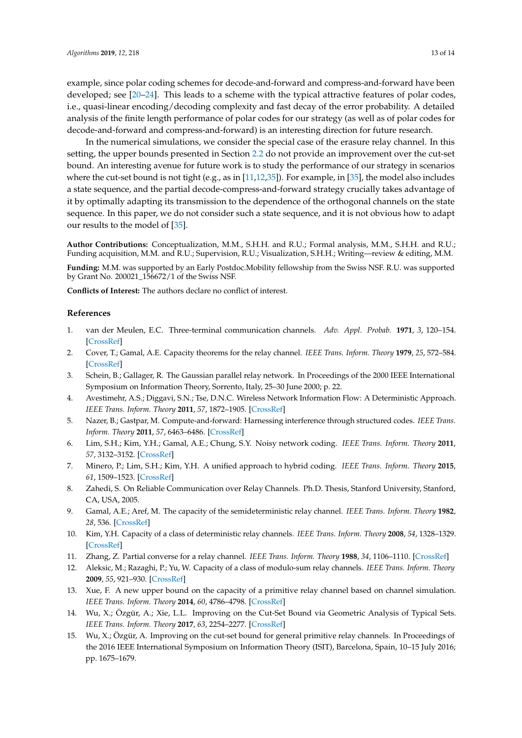example, since polar coding schemes for decode-and-forward and compress-and-forward have been developed; see [20–24]. This leads to a scheme with the typical attractive features of polar codes, i.e., quasi-linear encoding/decoding complexity and fast decay of the error probability. A detailed analysis of the finite length performance of polar codes for our strategy (as well as of polar codes for decode-and-forward and compress-and-forward) is an interesting direction for future research.

In the numerical simulations, we consider the special case of the erasure relay channel. In this setting, the upper bounds presented in Section 2.2 do not provide an improvement over the cut-set bound. An interesting avenue for future work is to study the performance of our strategy in scenarios where the cut-set bound is not tight (e.g., as in [11,12,35]). For example, in [35], the model also includes a state sequence, and the partial decode-compress-and-forward strategy crucially takes advantage of it by optimally adapting its transmission to the dependence of the orthogonal channels on the state sequence. In this paper, we do not consider such a state sequence, and it is not obvious how to adapt our results to the model of [35].

**Author Contributions:** Conceptualization, M.M., S.H.H. and R.U.; Formal analysis, M.M., S.H.H. and R.U.; Funding acquisition, M.M. and R.U.; Supervision, R.U.; Visualization, S.H.H.; Writing—review & editing, M.M.

**Funding:** M.M. was supported by an Early Postdoc.Mobility fellowship from the Swiss NSF. R.U. was supported by Grant No. 200021_156672/1 of the Swiss NSF.

**Conflicts of Interest:** The authors declare no conflict of interest.

## References

1. van der Meulen, E.C. Three-terminal communication channels. *Adv. Appl. Probab.* **1971**, *3*, 120–154. [CrossRef]
2. Cover, T.; Gamal, A.E. Capacity theorems for the relay channel. *IEEE Trans. Inform. Theory* **1979**, *25*, 572–584. [CrossRef]
3. Schein, B.; Gallager, R. The Gaussian parallel relay network. In Proceedings of the 2000 IEEE International Symposium on Information Theory, Sorrento, Italy, 25–30 June 2000; p. 22.
4. Avestimehr, A.S.; Diggavi, S.N.; Tse, D.N.C. Wireless Network Information Flow: A Deterministic Approach. *IEEE Trans. Inform. Theory* **2011**, *57*, 1872–1905. [CrossRef]
5. Nazer, B.; Gastpar, M. Compute-and-forward: Harnessing interference through structured codes. *IEEE Trans. Inform. Theory* **2011**, *57*, 6463–6486. [CrossRef]
6. Lim, S.H.; Kim, Y.H.; Gamal, A.E.; Chung, S.Y. Noisy network coding. *IEEE Trans. Inform. Theory* **2011**, *57*, 3132–3152. [CrossRef]
7. Minero, P.; Lim, S.H.; Kim, Y.H. A unified approach to hybrid coding. *IEEE Trans. Inform. Theory* **2015**, *61*, 1509–1523. [CrossRef]
8. Zahedi, S. On Reliable Communication over Relay Channels. Ph.D. Thesis, Stanford University, Stanford, CA, USA, 2005.
9. Gamal, A.E.; Aref, M. The capacity of the semideterministic relay channel. *IEEE Trans. Inform. Theory* **1982**, *28*, 536. [CrossRef]
10. Kim, Y.H. Capacity of a class of deterministic relay channels. *IEEE Trans. Inform. Theory* **2008**, *54*, 1328–1329. [CrossRef]
11. Zhang, Z. Partial converse for a relay channel. *IEEE Trans. Inform. Theory* **1988**, *34*, 1106–1110. [CrossRef]
12. Aleksic, M.; Razaghi, P.; Yu, W. Capacity of a class of modulo-sum relay channels. *IEEE Trans. Inform. Theory* **2009**, *55*, 921–930. [CrossRef]
13. Xue, F. A new upper bound on the capacity of a primitive relay channel based on channel simulation. *IEEE Trans. Inform. Theory* **2014**, *60*, 4786–4798. [CrossRef]
14. Wu, X.; Özgür, A.; Xie, L.L. Improving on the Cut-Set Bound via Geometric Analysis of Typical Sets. *IEEE Trans. Inform. Theory* **2017**, *63*, 2254–2277. [CrossRef]
15. Wu, X.; Özgür, A. Improving on the cut-set bound for general primitive relay channels. In Proceedings of the 2016 IEEE International Symposium on Information Theory (ISIT), Barcelona, Spain, 10–15 July 2016; pp. 1675–1679.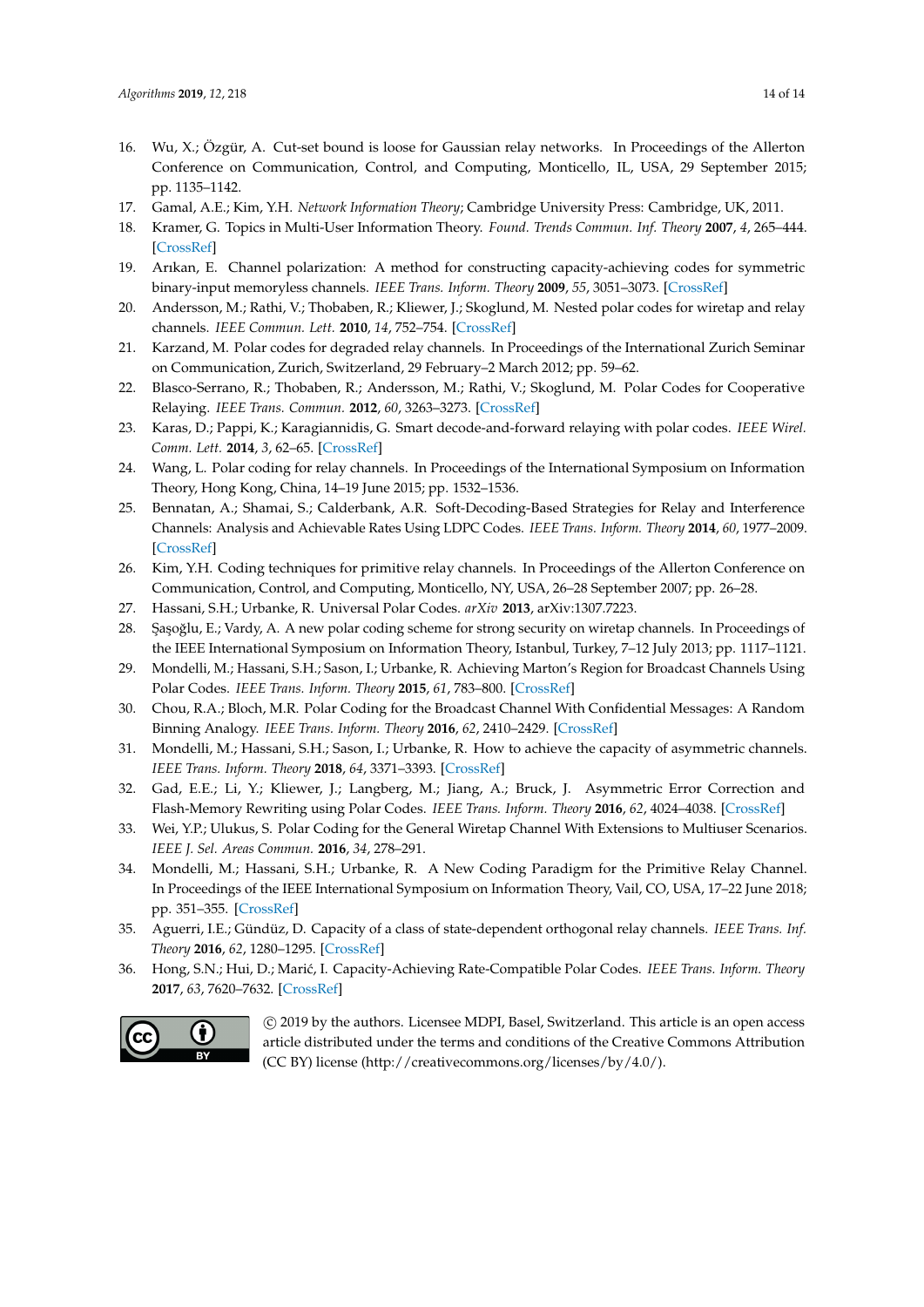16. Wu, X.; Özgür, A. Cut-set bound is loose for Gaussian relay networks. In Proceedings of the Allerton Conference on Communication, Control, and Computing, Monticello, IL, USA, 29 September 2015; pp. 1135–1142.
17. Gamal, A.E.; Kim, Y.H. *Network Information Theory*; Cambridge University Press: Cambridge, UK, 2011.
18. Kramer, G. Topics in Multi-User Information Theory. *Found. Trends Commun. Inf. Theory* **2007**, *4*, 265–444. [CrossRef]
19. Arıkan, E. Channel polarization: A method for constructing capacity-achieving codes for symmetric binary-input memoryless channels. *IEEE Trans. Inform. Theory* **2009**, *55*, 3051–3073. [CrossRef]
20. Andersson, M.; Rathi, V.; Thobaben, R.; Kliewer, J.; Skoglund, M. Nested polar codes for wiretap and relay channels. *IEEE Commun. Lett.* **2010**, *14*, 752–754. [CrossRef]
21. Karzand, M. Polar codes for degraded relay channels. In Proceedings of the International Zurich Seminar on Communication, Zurich, Switzerland, 29 February–2 March 2012; pp. 59–62.
22. Blasco-Serrano, R.; Thobaben, R.; Andersson, M.; Rathi, V.; Skoglund, M. Polar Codes for Cooperative Relaying. *IEEE Trans. Commun.* **2012**, *60*, 3263–3273. [CrossRef]
23. Karas, D.; Pappi, K.; Karagiannidis, G. Smart decode-and-forward relaying with polar codes. *IEEE Wirel. Comm. Lett.* **2014**, *3*, 62–65. [CrossRef]
24. Wang, L. Polar coding for relay channels. In Proceedings of the International Symposium on Information Theory, Hong Kong, China, 14–19 June 2015; pp. 1532–1536.
25. Bennatan, A.; Shamai, S.; Calderbank, A.R. Soft-Decoding-Based Strategies for Relay and Interference Channels: Analysis and Achievable Rates Using LDPC Codes. *IEEE Trans. Inform. Theory* **2014**, *60*, 1977–2009. [CrossRef]
26. Kim, Y.H. Coding techniques for primitive relay channels. In Proceedings of the Allerton Conference on Communication, Control, and Computing, Monticello, NY, USA, 26–28 September 2007; pp. 26–28.
27. Hassani, S.H.; Urbanke, R. Universal Polar Codes. *arXiv* **2013**, arXiv:1307.7223.
28. Şaşoğlu, E.; Vardy, A. A new polar coding scheme for strong security on wiretap channels. In Proceedings of the IEEE International Symposium on Information Theory, Istanbul, Turkey, 7–12 July 2013; pp. 1117–1121.
29. Mondelli, M.; Hassani, S.H.; Sason, I.; Urbanke, R. Achieving Marton's Region for Broadcast Channels Using Polar Codes. *IEEE Trans. Inform. Theory* **2015**, *61*, 783–800. [CrossRef]
30. Chou, R.A.; Bloch, M.R. Polar Coding for the Broadcast Channel With Confidential Messages: A Random Binning Analogy. *IEEE Trans. Inform. Theory* **2016**, *62*, 2410–2429. [CrossRef]
31. Mondelli, M.; Hassani, S.H.; Sason, I.; Urbanke, R. How to achieve the capacity of asymmetric channels. *IEEE Trans. Inform. Theory* **2018**, *64*, 3371–3393. [CrossRef]
32. Gad, E.E.; Li, Y.; Kliewer, J.; Langberg, M.; Jiang, A.; Bruck, J. Asymmetric Error Correction and Flash-Memory Rewriting using Polar Codes. *IEEE Trans. Inform. Theory* **2016**, *62*, 4024–4038. [CrossRef]
33. Wei, Y.P.; Ulukus, S. Polar Coding for the General Wiretap Channel With Extensions to Multiuser Scenarios. *IEEE J. Sel. Areas Commun.* **2016**, *34*, 278–291.
34. Mondelli, M.; Hassani, S.H.; Urbanke, R. A New Coding Paradigm for the Primitive Relay Channel. In Proceedings of the IEEE International Symposium on Information Theory, Vail, CO, USA, 17–22 June 2018; pp. 351–355. [CrossRef]
35. Aguerri, I.E.; Gündüz, D. Capacity of a class of state-dependent orthogonal relay channels. *IEEE Trans. Inf. Theory* **2016**, *62*, 1280–1295. [CrossRef]
36. Hong, S.N.; Hui, D.; Marić, I. Capacity-Achieving Rate-Compatible Polar Codes. *IEEE Trans. Inform. Theory* **2017**, *63*, 7620–7632. [CrossRef]

© 2019 by the authors. Licensee MDPI, Basel, Switzerland. This article is an open access article distributed under the terms and conditions of the Creative Commons Attribution (CC BY) license (http://creativecommons.org/licenses/by/4.0/).